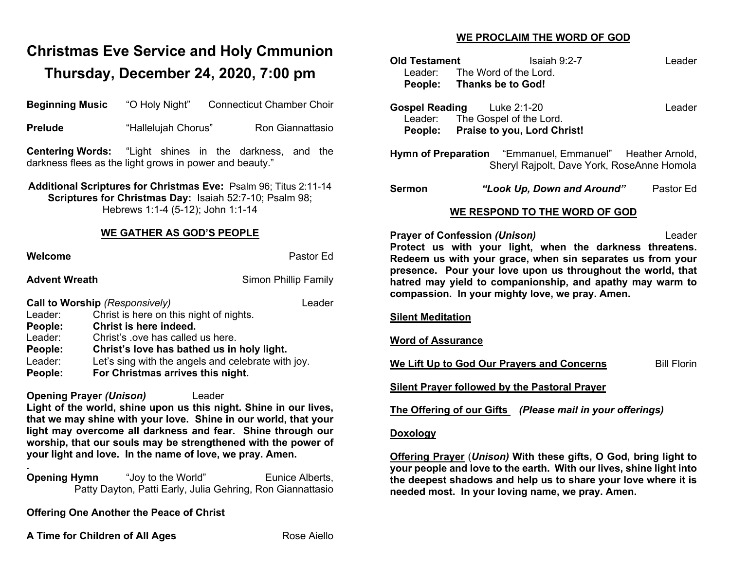# Christmas Eve Service and Holy Cmmunion

# Thursday, December 24, 2020, 7:00 pm

**Beginning Music** "O Holy Night" Connecticut Chamber Choir

**Prelude** "Hallelujah Chorus" Ron Giannattasio

**Centering Words:** "Light shines in the darkness, and the darkness flees as the light grows in power and beauty."

**Additional Scriptures for Christmas Eve:** Psalm 96; Titus 2:11-14
**Scriptures for Christmas Day:** Isaiah 52:7-10; Psalm 98; Hebrews 1:1-4 (5-12); John 1:1-14

## WE GATHER AS GOD'S PEOPLE

**Welcome** Pastor Ed

**Advent Wreath** Simon Phillip Family

**Call to Worship** *(Responsively)* Leader

Leader: Christ is here on this night of nights.
**People: Christ is here indeed.**
Leader: Christ's .ove has called us here.
**People: Christ's love has bathed us in holy light.**
Leader: Let's sing with the angels and celebrate with joy.
**People: For Christmas arrives this night.**

**Opening Prayer *(Unison)*** Leader
**Light of the world, shine upon us this night. Shine in our lives, that we may shine with your love. Shine in our world, that your light may overcome all darkness and fear. Shine through our worship, that our souls may be strengthened with the power of your light and love. In the name of love, we pray. Amen.**

.

**Opening Hymn** "Joy to the World" Eunice Alberts, Patty Dayton, Patti Early, Julia Gehring, Ron Giannattasio

**Offering One Another the Peace of Christ**

**A Time for Children of All Ages** Rose Aiello

## WE PROCLAIM THE WORD OF GOD

**Old Testament** Isaiah 9:2-7 Leader
Leader: The Word of the Lord.
**People: Thanks be to God!**

**Gospel Reading** Luke 2:1-20 Leader
Leader: The Gospel of the Lord.
**People: Praise to you, Lord Christ!**

**Hymn of Preparation** "Emmanuel, Emmanuel" Heather Arnold, Sheryl Rajpolt, Dave York, RoseAnne Homola

**Sermon** ***"Look Up, Down and Around"*** Pastor Ed

## WE RESPOND TO THE WORD OF GOD

**Prayer of Confession *(Unison)*** Leader
**Protect us with your light, when the darkness threatens. Redeem us with your grace, when sin separates us from your presence. Pour your love upon us throughout the world, that hatred may yield to companionship, and apathy may warm to compassion. In your mighty love, we pray. Amen.**

**Silent Meditation**

**Word of Assurance**

**We Lift Up to God Our Prayers and Concerns** Bill Florin

**Silent Prayer followed by the Pastoral Prayer**

**The Offering of our Gifts** ***(Please mail in your offerings)***

**Doxology**

**Offering Prayer** (***Unison)*** **With these gifts, O God, bring light to your people and love to the earth. With our lives, shine light into the deepest shadows and help us to share your love where it is needed most. In your loving name, we pray. Amen.**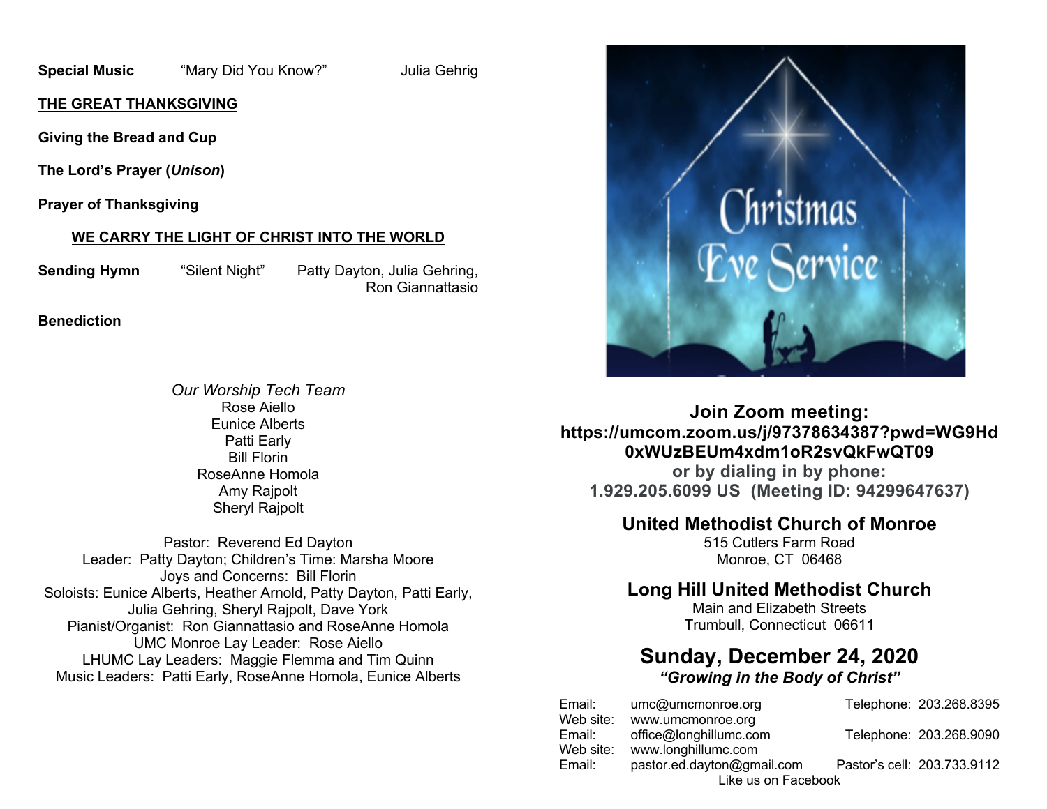**Special Music** "Mary Did You Know?" Julia Gehrig

**THE GREAT THANKSGIVING**

**Giving the Bread and Cup**

**The Lord's Prayer (*Unison*)**

**Prayer of Thanksgiving**

**WE CARRY THE LIGHT OF CHRIST INTO THE WORLD**

**Sending Hymn** "Silent Night" Patty Dayton, Julia Gehring, Ron Giannattasio

**Benediction**

*Our Worship Tech Team*
Rose Aiello
Eunice Alberts
Patti Early
Bill Florin
RoseAnne Homola
Amy Rajpolt
Sheryl Rajpolt

Pastor: Reverend Ed Dayton
Leader: Patty Dayton; Children's Time: Marsha Moore
Joys and Concerns: Bill Florin
Soloists: Eunice Alberts, Heather Arnold, Patty Dayton, Patti Early, Julia Gehring, Sheryl Rajpolt, Dave York
Pianist/Organist: Ron Giannattasio and RoseAnne Homola
UMC Monroe Lay Leader: Rose Aiello
LHUMC Lay Leaders: Maggie Flemma and Tim Quinn
Music Leaders: Patti Early, RoseAnne Homola, Eunice Alberts

Christmas Eve Service

**Join Zoom meeting:**
**https://umcom.zoom.us/j/97378634387?pwd=WG9Hd0xWUzBEUm4xdm1oR2svQkFwQT09**
**or by dialing in by phone:**
**1.929.205.6099 US (Meeting ID: 94299647637)**

## United Methodist Church of Monroe
515 Cutlers Farm Road
Monroe, CT 06468

## Long Hill United Methodist Church
Main and Elizabeth Streets
Trumbull, Connecticut 06611

# Sunday, December 24, 2020
***"Growing in the Body of Christ"***

| | | | |
|---|---|---|---|
| Email: | umc@umcmonroe.org | Telephone: | 203.268.8395 |
| Web site: | www.umcmonroe.org | | |
| Email: | office@longhillumc.com | Telephone: | 203.268.9090 |
| Web site: | www.longhillumc.com | | |
| Email: | pastor.ed.dayton@gmail.com | Pastor's cell: | 203.733.9112 |

Like us on Facebook